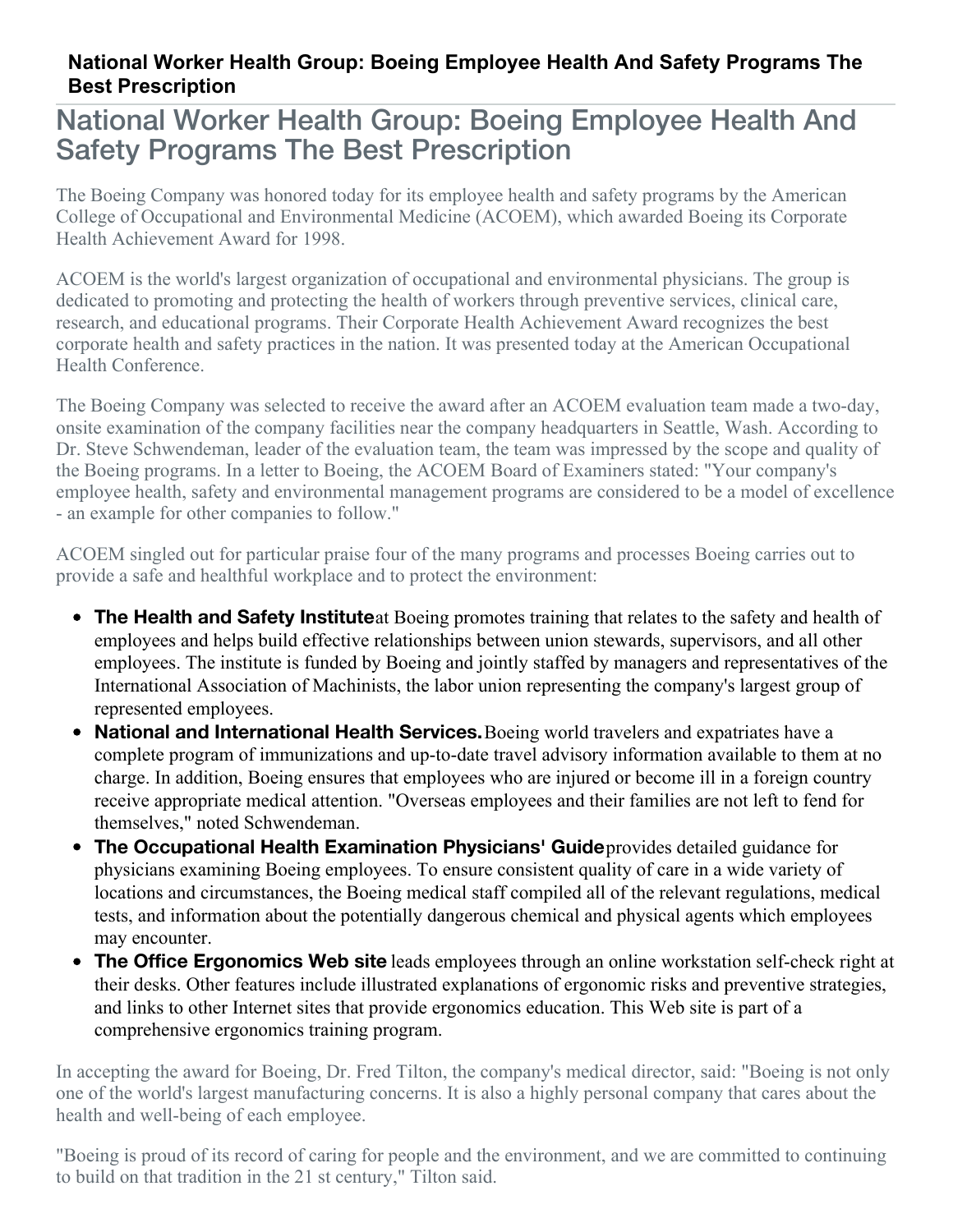# National Worker Health Group: Boeing Employee Health And Safety Programs The Best Prescription

## National Worker Health Group: Boeing Employee Health And Safety Programs The Best Prescription

The Boeing Company was honored today for its employee health and safety programs by the American College of Occupational and Environmental Medicine (ACOEM), which awarded Boeing its Corporate Health Achievement Award for 1998.

ACOEM is the world's largest organization of occupational and environmental physicians. The group is dedicated to promoting and protecting the health of workers through preventive services, clinical care, research, and educational programs. Their Corporate Health Achievement Award recognizes the best corporate health and safety practices in the nation. It was presented today at the American Occupational Health Conference.

The Boeing Company was selected to receive the award after an ACOEM evaluation team made a two-day, onsite examination of the company facilities near the company headquarters in Seattle, Wash. According to Dr. Steve Schwendeman, leader of the evaluation team, the team was impressed by the scope and quality of the Boeing programs. In a letter to Boeing, the ACOEM Board of Examiners stated: "Your company's employee health, safety and environmental management programs are considered to be a model of excellence - an example for other companies to follow."

ACOEM singled out for particular praise four of the many programs and processes Boeing carries out to provide a safe and healthful workplace and to protect the environment:

- **The Health and Safety Institute** at Boeing promotes training that relates to the safety and health of employees and helps build effective relationships between union stewards, supervisors, and all other employees. The institute is funded by Boeing and jointly staffed by managers and representatives of the International Association of Machinists, the labor union representing the company's largest group of represented employees.
- **National and International Health Services.** Boeing world travelers and expatriates have a complete program of immunizations and up-to-date travel advisory information available to them at no charge. In addition, Boeing ensures that employees who are injured or become ill in a foreign country receive appropriate medical attention. "Overseas employees and their families are not left to fend for themselves," noted Schwendeman.
- **The Occupational Health Examination Physicians' Guide** provides detailed guidance for physicians examining Boeing employees. To ensure consistent quality of care in a wide variety of locations and circumstances, the Boeing medical staff compiled all of the relevant regulations, medical tests, and information about the potentially dangerous chemical and physical agents which employees may encounter.
- **The Office Ergonomics Web site** leads employees through an online workstation self-check right at their desks. Other features include illustrated explanations of ergonomic risks and preventive strategies, and links to other Internet sites that provide ergonomics education. This Web site is part of a comprehensive ergonomics training program.

In accepting the award for Boeing, Dr. Fred Tilton, the company's medical director, said: "Boeing is not only one of the world's largest manufacturing concerns. It is also a highly personal company that cares about the health and well-being of each employee.

"Boeing is proud of its record of caring for people and the environment, and we are committed to continuing to build on that tradition in the 21 st century," Tilton said.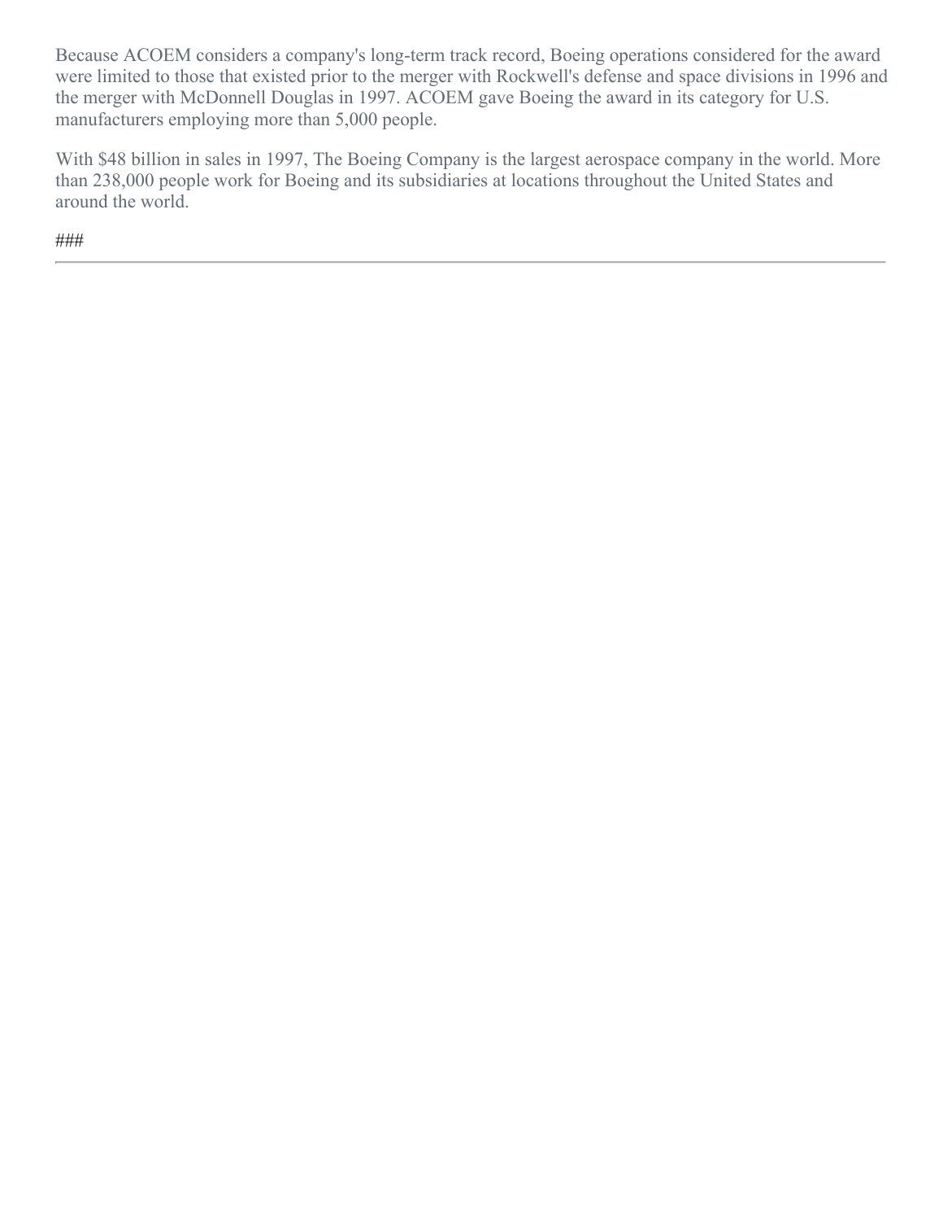Because ACOEM considers a company's long-term track record, Boeing operations considered for the award were limited to those that existed prior to the merger with Rockwell's defense and space divisions in 1996 and the merger with McDonnell Douglas in 1997. ACOEM gave Boeing the award in its category for U.S. manufacturers employing more than 5,000 people.

With $48 billion in sales in 1997, The Boeing Company is the largest aerospace company in the world. More than 238,000 people work for Boeing and its subsidiaries at locations throughout the United States and around the world.

###

---